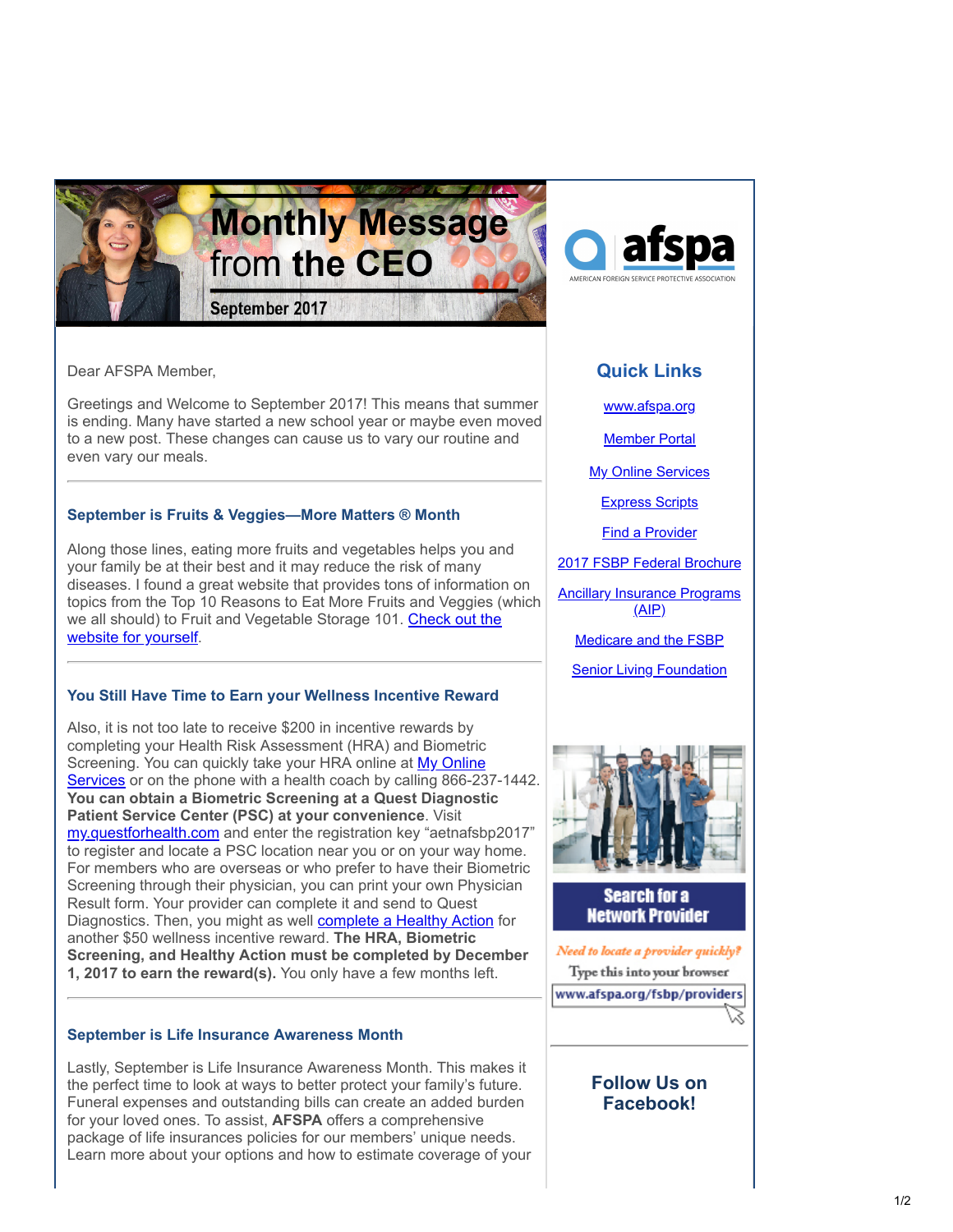# Monthly Message from the CEO

September 2017

afspa

AMERICAN FOREIGN SERVICE PROTECTIVE ASSOCIATION

Dear AFSPA Member,

Greetings and Welcome to September 2017! This means that summer is ending. Many have started a new school year or maybe even moved to a new post. These changes can cause us to vary our routine and even vary our meals.

### September is Fruits & Veggies—More Matters ® Month

Along those lines, eating more fruits and vegetables helps you and your family be at their best and it may reduce the risk of many diseases. I found a great website that provides tons of information on topics from the Top 10 Reasons to Eat More Fruits and Veggies (which we all should) to Fruit and Vegetable Storage 101. Check out the website for yourself.

### You Still Have Time to Earn your Wellness Incentive Reward

Also, it is not too late to receive $200 in incentive rewards by completing your Health Risk Assessment (HRA) and Biometric Screening. You can quickly take your HRA online at My Online Services or on the phone with a health coach by calling 866-237-1442. **You can obtain a Biometric Screening at a Quest Diagnostic Patient Service Center (PSC) at your convenience**. Visit my.questforhealth.com and enter the registration key "aetnafsbp2017" to register and locate a PSC location near you or on your way home. For members who are overseas or who prefer to have their Biometric Screening through their physician, you can print your own Physician Result form. Your provider can complete it and send to Quest Diagnostics. Then, you might as well complete a Healthy Action for another $50 wellness incentive reward. **The HRA, Biometric Screening, and Healthy Action must be completed by December 1, 2017 to earn the reward(s).** You only have a few months left.

### September is Life Insurance Awareness Month

Lastly, September is Life Insurance Awareness Month. This makes it the perfect time to look at ways to better protect your family's future. Funeral expenses and outstanding bills can create an added burden for your loved ones. To assist, **AFSPA** offers a comprehensive package of life insurances policies for our members' unique needs. Learn more about your options and how to estimate coverage of your

## Quick Links

- www.afspa.org
- Member Portal
- My Online Services
- Express Scripts
- Find a Provider
- 2017 FSBP Federal Brochure
- Ancillary Insurance Programs (AIP)
- Medicare and the FSBP
- Senior Living Foundation

**Search for a Network Provider**

*Need to locate a provider quickly?*

Type this into your browser

www.afspa.org/fsbp/providers

## Follow Us on Facebook!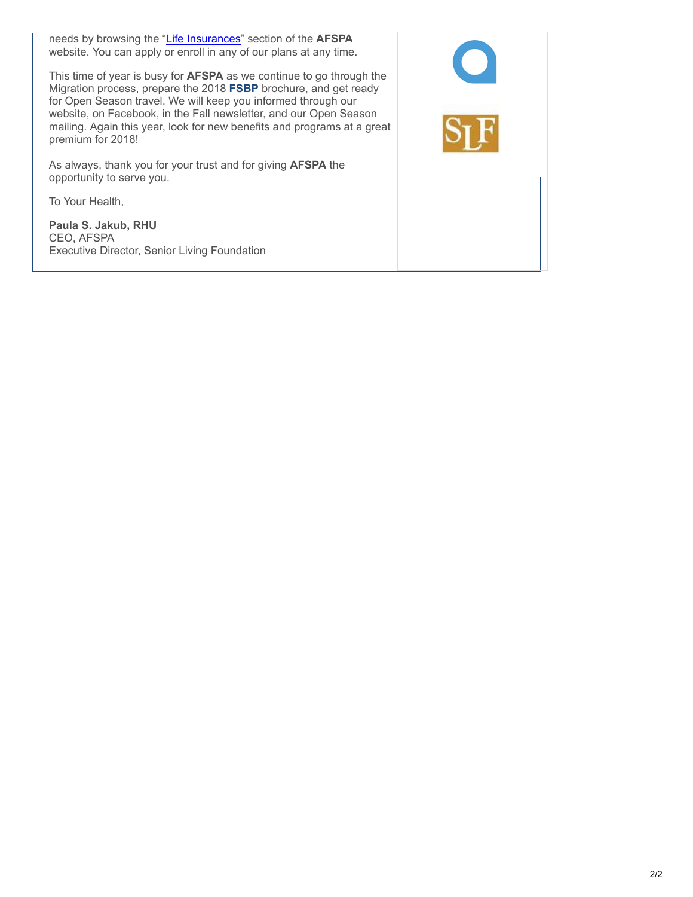needs by browsing the "Life Insurances" section of the **AFSPA** website. You can apply or enroll in any of our plans at any time.

This time of year is busy for **AFSPA** as we continue to go through the Migration process, prepare the 2018 **FSBP** brochure, and get ready for Open Season travel. We will keep you informed through our website, on Facebook, in the Fall newsletter, and our Open Season mailing. Again this year, look for new benefits and programs at a great premium for 2018!

As always, thank you for your trust and for giving **AFSPA** the opportunity to serve you.

To Your Health,

**Paula S. Jakub, RHU**
CEO, AFSPA
Executive Director, Senior Living Foundation